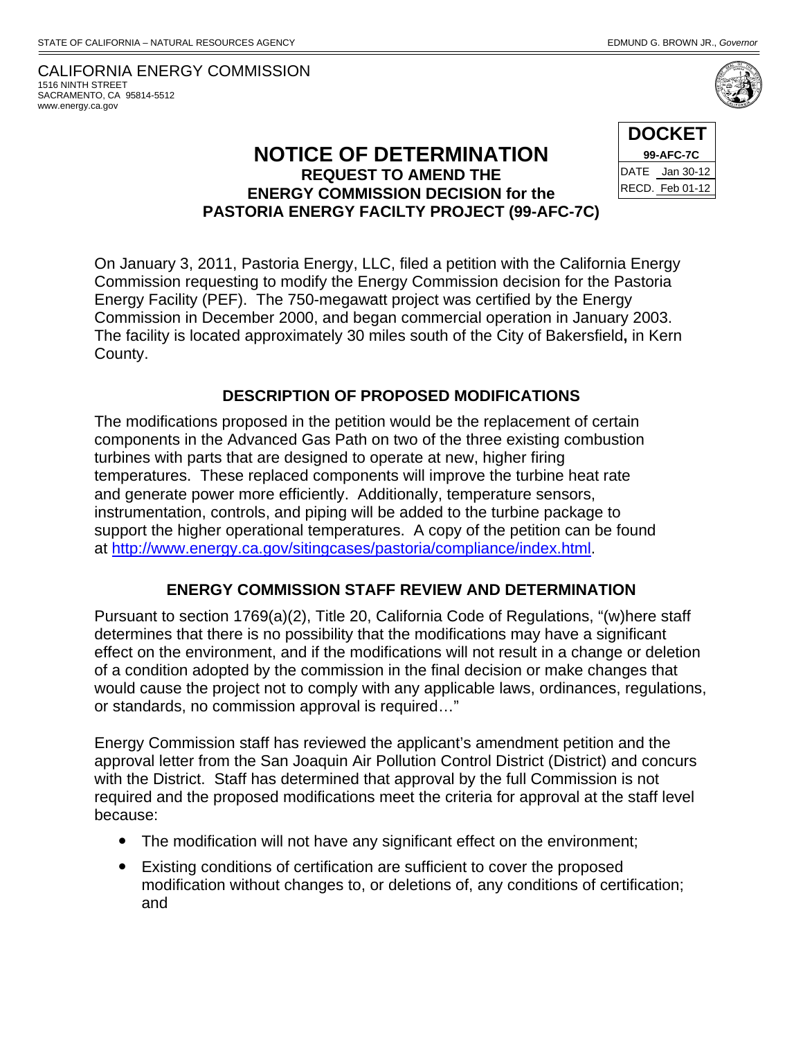STATE OF CALIFORNIA – NATURAL RESOURCES AGENCY EDMUND G. BROWN JR., *Governor*

CALIFORNIA ENERGY COMMISSION
1516 NINTH STREET
SACRAMENTO, CA 95814-5512
www.energy.ca.gov

| DOCKET | |
|---|---|
| 99-AFC-7C | |
| DATE | Jan 30-12 |
| RECD. | Feb 01-12 |

# NOTICE OF DETERMINATION

## REQUEST TO AMEND THE ENERGY COMMISSION DECISION for the PASTORIA ENERGY FACILTY PROJECT (99-AFC-7C)

On January 3, 2011, Pastoria Energy, LLC, filed a petition with the California Energy Commission requesting to modify the Energy Commission decision for the Pastoria Energy Facility (PEF). The 750-megawatt project was certified by the Energy Commission in December 2000, and began commercial operation in January 2003. The facility is located approximately 30 miles south of the City of Bakersfield**,** in Kern County.

### DESCRIPTION OF PROPOSED MODIFICATIONS

The modifications proposed in the petition would be the replacement of certain components in the Advanced Gas Path on two of the three existing combustion turbines with parts that are designed to operate at new, higher firing temperatures. These replaced components will improve the turbine heat rate and generate power more efficiently. Additionally, temperature sensors, instrumentation, controls, and piping will be added to the turbine package to support the higher operational temperatures. A copy of the petition can be found at http://www.energy.ca.gov/sitingcases/pastoria/compliance/index.html.

### ENERGY COMMISSION STAFF REVIEW AND DETERMINATION

Pursuant to section 1769(a)(2), Title 20, California Code of Regulations, "(w)here staff determines that there is no possibility that the modifications may have a significant effect on the environment, and if the modifications will not result in a change or deletion of a condition adopted by the commission in the final decision or make changes that would cause the project not to comply with any applicable laws, ordinances, regulations, or standards, no commission approval is required…"

Energy Commission staff has reviewed the applicant's amendment petition and the approval letter from the San Joaquin Air Pollution Control District (District) and concurs with the District. Staff has determined that approval by the full Commission is not required and the proposed modifications meet the criteria for approval at the staff level because:

- The modification will not have any significant effect on the environment;
- Existing conditions of certification are sufficient to cover the proposed modification without changes to, or deletions of, any conditions of certification; and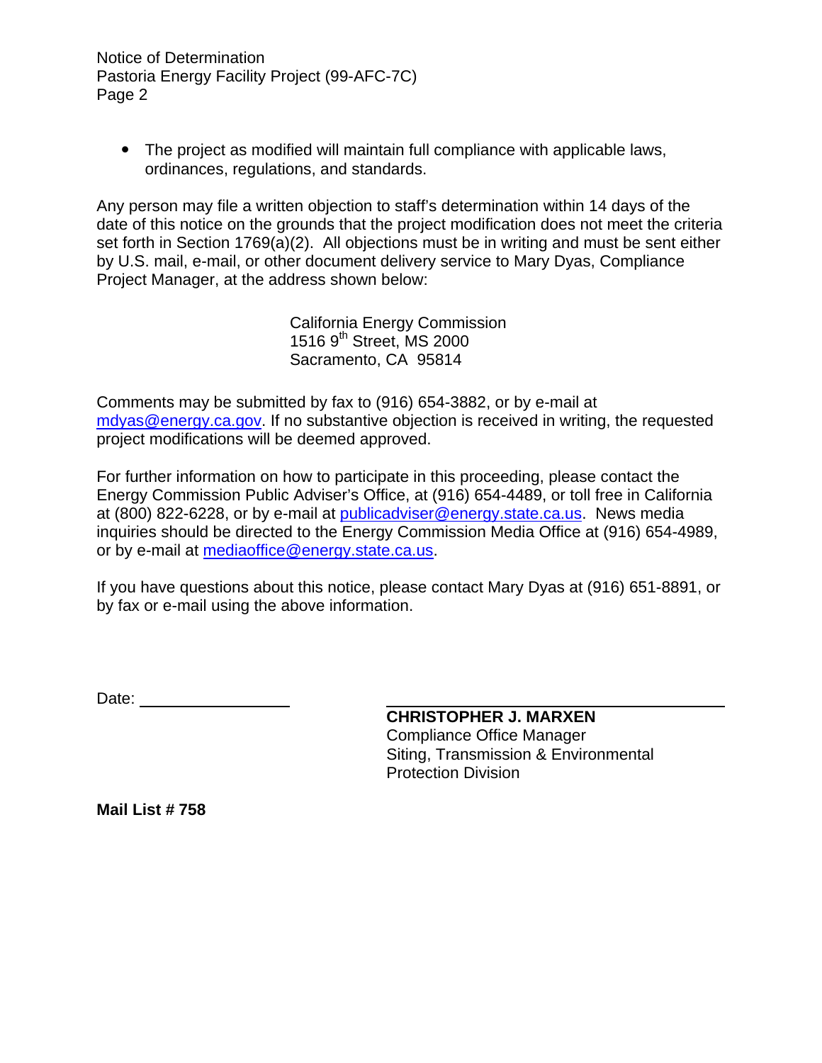- The project as modified will maintain full compliance with applicable laws, ordinances, regulations, and standards.

Any person may file a written objection to staff's determination within 14 days of the date of this notice on the grounds that the project modification does not meet the criteria set forth in Section 1769(a)(2). All objections must be in writing and must be sent either by U.S. mail, e-mail, or other document delivery service to Mary Dyas, Compliance Project Manager, at the address shown below:

California Energy Commission
1516 9th Street, MS 2000
Sacramento, CA 95814

Comments may be submitted by fax to (916) 654-3882, or by e-mail at mdyas@energy.ca.gov. If no substantive objection is received in writing, the requested project modifications will be deemed approved.

For further information on how to participate in this proceeding, please contact the Energy Commission Public Adviser's Office, at (916) 654-4489, or toll free in California at (800) 822-6228, or by e-mail at publicadviser@energy.state.ca.us. News media inquiries should be directed to the Energy Commission Media Office at (916) 654-4989, or by e-mail at mediaoffice@energy.state.ca.us.

If you have questions about this notice, please contact Mary Dyas at (916) 651-8891, or by fax or e-mail using the above information.

Date: ________________

**CHRISTOPHER J. MARXEN**
Compliance Office Manager
Siting, Transmission & Environmental Protection Division

**Mail List # 758**